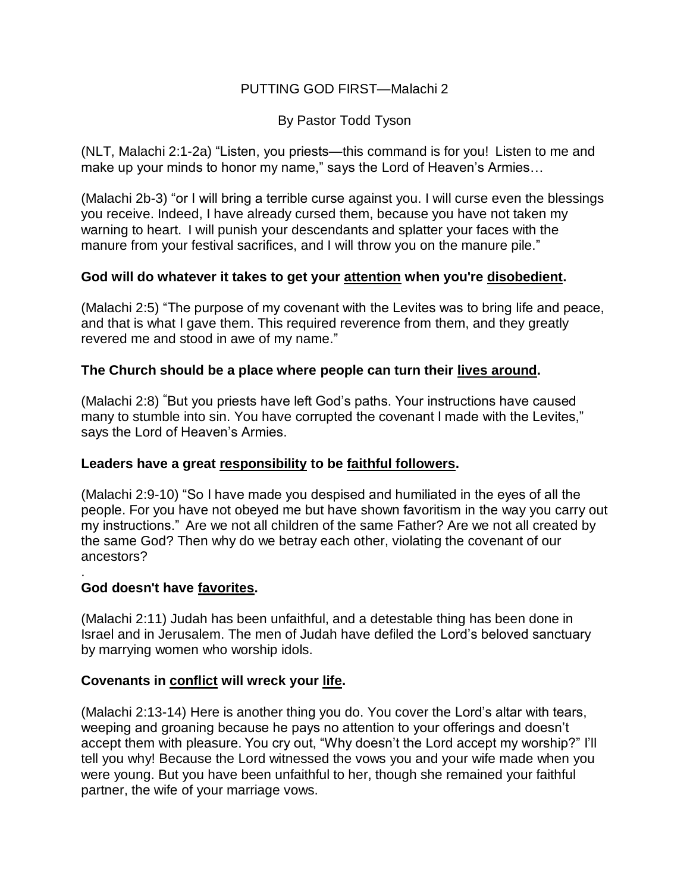PUTTING GOD FIRST—Malachi 2

By Pastor Todd Tyson

(NLT, Malachi 2:1-2a) "Listen, you priests—this command is for you! Listen to me and make up your minds to honor my name," says the Lord of Heaven's Armies…

(Malachi 2b-3) "or I will bring a terrible curse against you. I will curse even the blessings you receive. Indeed, I have already cursed them, because you have not taken my warning to heart. I will punish your descendants and splatter your faces with the manure from your festival sacrifices, and I will throw you on the manure pile."

**God will do whatever it takes to get your <u>attention</u> when you're <u>disobedient</u>.**

(Malachi 2:5) "The purpose of my covenant with the Levites was to bring life and peace, and that is what I gave them. This required reverence from them, and they greatly revered me and stood in awe of my name."

**The Church should be a place where people can turn their <u>lives around</u>.**

(Malachi 2:8) "But you priests have left God's paths. Your instructions have caused many to stumble into sin. You have corrupted the covenant I made with the Levites," says the Lord of Heaven's Armies.

**Leaders have a great <u>responsibility</u> to be <u>faithful followers</u>.**

(Malachi 2:9-10) "So I have made you despised and humiliated in the eyes of all the people. For you have not obeyed me but have shown favoritism in the way you carry out my instructions." Are we not all children of the same Father? Are we not all created by the same God? Then why do we betray each other, violating the covenant of our ancestors?

.

**God doesn't have <u>favorites</u>.**

(Malachi 2:11) Judah has been unfaithful, and a detestable thing has been done in Israel and in Jerusalem. The men of Judah have defiled the Lord's beloved sanctuary by marrying women who worship idols.

**Covenants in <u>conflict</u> will wreck your <u>life</u>.**

(Malachi 2:13-14) Here is another thing you do. You cover the Lord's altar with tears, weeping and groaning because he pays no attention to your offerings and doesn't accept them with pleasure. You cry out, "Why doesn't the Lord accept my worship?" I'll tell you why! Because the Lord witnessed the vows you and your wife made when you were young. But you have been unfaithful to her, though she remained your faithful partner, the wife of your marriage vows.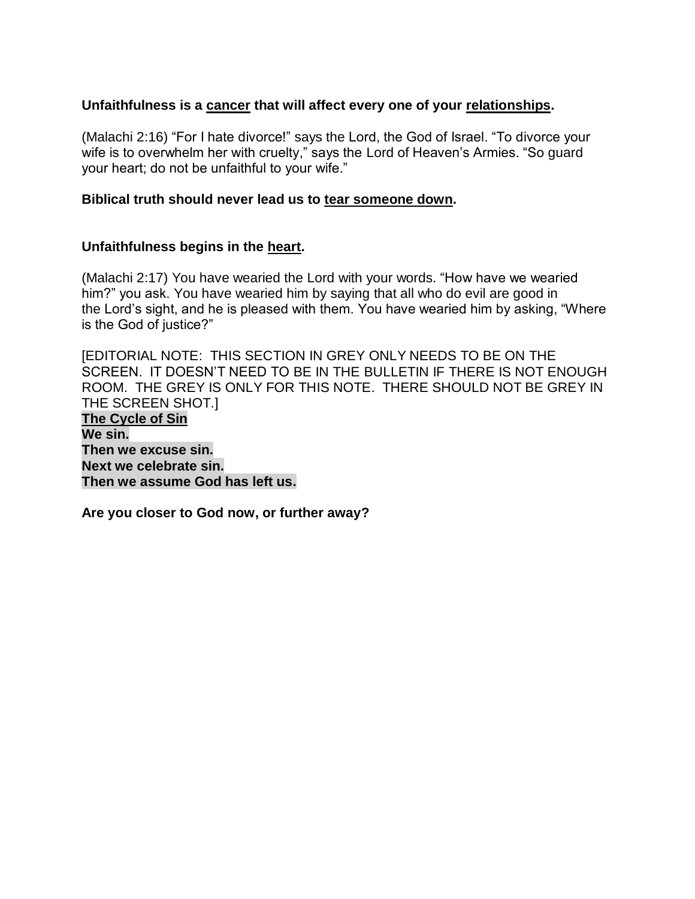**Unfaithfulness is a <u>cancer</u> that will affect every one of your <u>relationships</u>.**

(Malachi 2:16) "For I hate divorce!" says the Lord, the God of Israel. "To divorce your wife is to overwhelm her with cruelty," says the Lord of Heaven's Armies. "So guard your heart; do not be unfaithful to your wife."

**Biblical truth should never lead us to <u>tear someone down</u>.**

**Unfaithfulness begins in the <u>heart</u>.**

(Malachi 2:17) You have wearied the Lord with your words. "How have we wearied him?" you ask. You have wearied him by saying that all who do evil are good in the Lord's sight, and he is pleased with them. You have wearied him by asking, "Where is the God of justice?"

[EDITORIAL NOTE: THIS SECTION IN GREY ONLY NEEDS TO BE ON THE SCREEN. IT DOESN'T NEED TO BE IN THE BULLETIN IF THERE IS NOT ENOUGH ROOM. THE GREY IS ONLY FOR THIS NOTE. THERE SHOULD NOT BE GREY IN THE SCREEN SHOT.]

**<u>The Cycle of Sin</u>**
**We sin.**
**Then we excuse sin.**
**Next we celebrate sin.**
**Then we assume God has left us.**

**Are you closer to God now, or further away?**